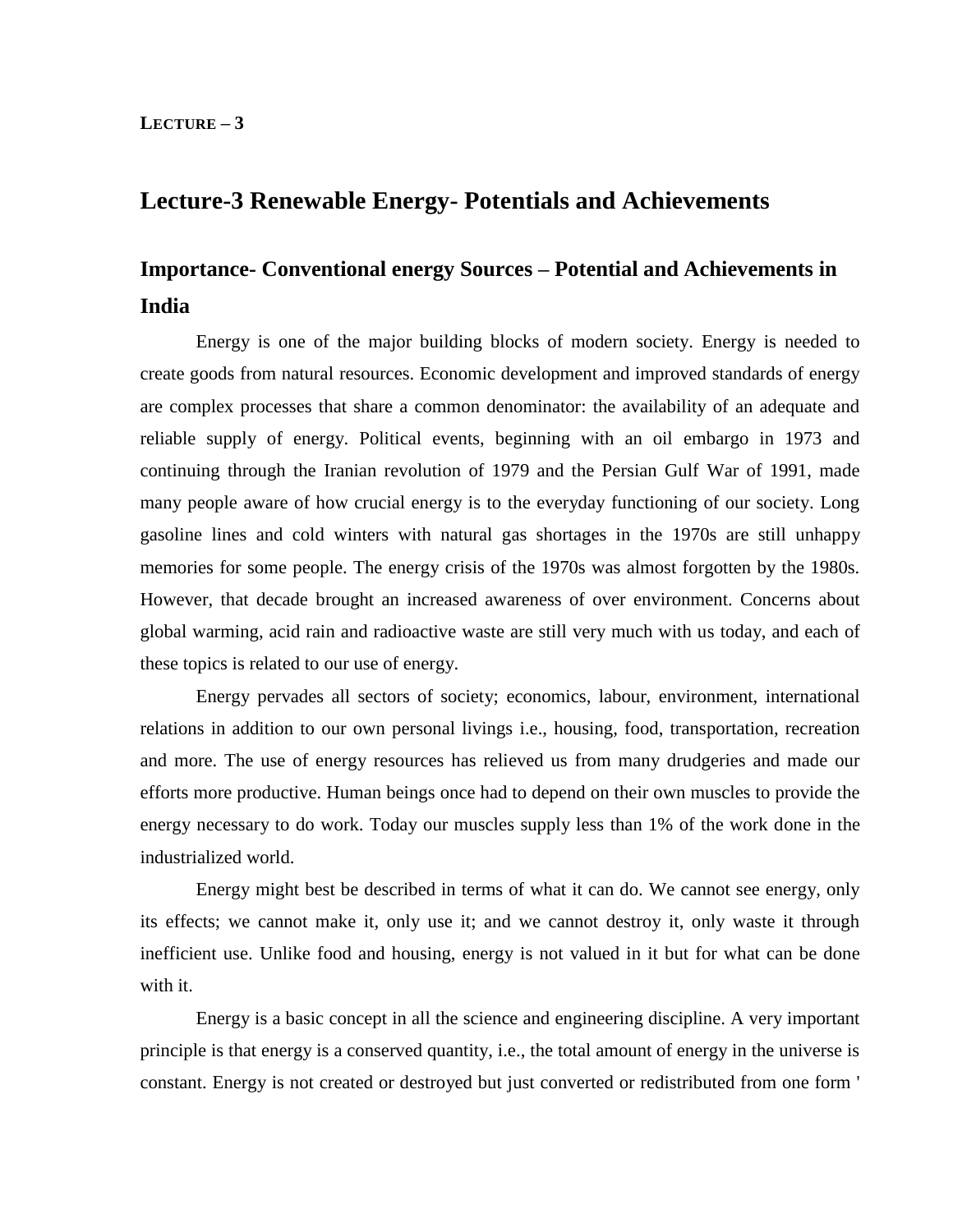**LECTURE – 3**

# Lecture-3 Renewable Energy- Potentials and Achievements

## Importance- Conventional energy Sources – Potential and Achievements in India

Energy is one of the major building blocks of modern society. Energy is needed to create goods from natural resources. Economic development and improved standards of energy are complex processes that share a common denominator: the availability of an adequate and reliable supply of energy. Political events, beginning with an oil embargo in 1973 and continuing through the Iranian revolution of 1979 and the Persian Gulf War of 1991, made many people aware of how crucial energy is to the everyday functioning of our society. Long gasoline lines and cold winters with natural gas shortages in the 1970s are still unhappy memories for some people. The energy crisis of the 1970s was almost forgotten by the 1980s. However, that decade brought an increased awareness of over environment. Concerns about global warming, acid rain and radioactive waste are still very much with us today, and each of these topics is related to our use of energy.

Energy pervades all sectors of society; economics, labour, environment, international relations in addition to our own personal livings i.e., housing, food, transportation, recreation and more. The use of energy resources has relieved us from many drudgeries and made our efforts more productive. Human beings once had to depend on their own muscles to provide the energy necessary to do work. Today our muscles supply less than 1% of the work done in the industrialized world.

Energy might best be described in terms of what it can do. We cannot see energy, only its effects; we cannot make it, only use it; and we cannot destroy it, only waste it through inefficient use. Unlike food and housing, energy is not valued in it but for what can be done with it.

Energy is a basic concept in all the science and engineering discipline. A very important principle is that energy is a conserved quantity, i.e., the total amount of energy in the universe is constant. Energy is not created or destroyed but just converted or redistributed from one form '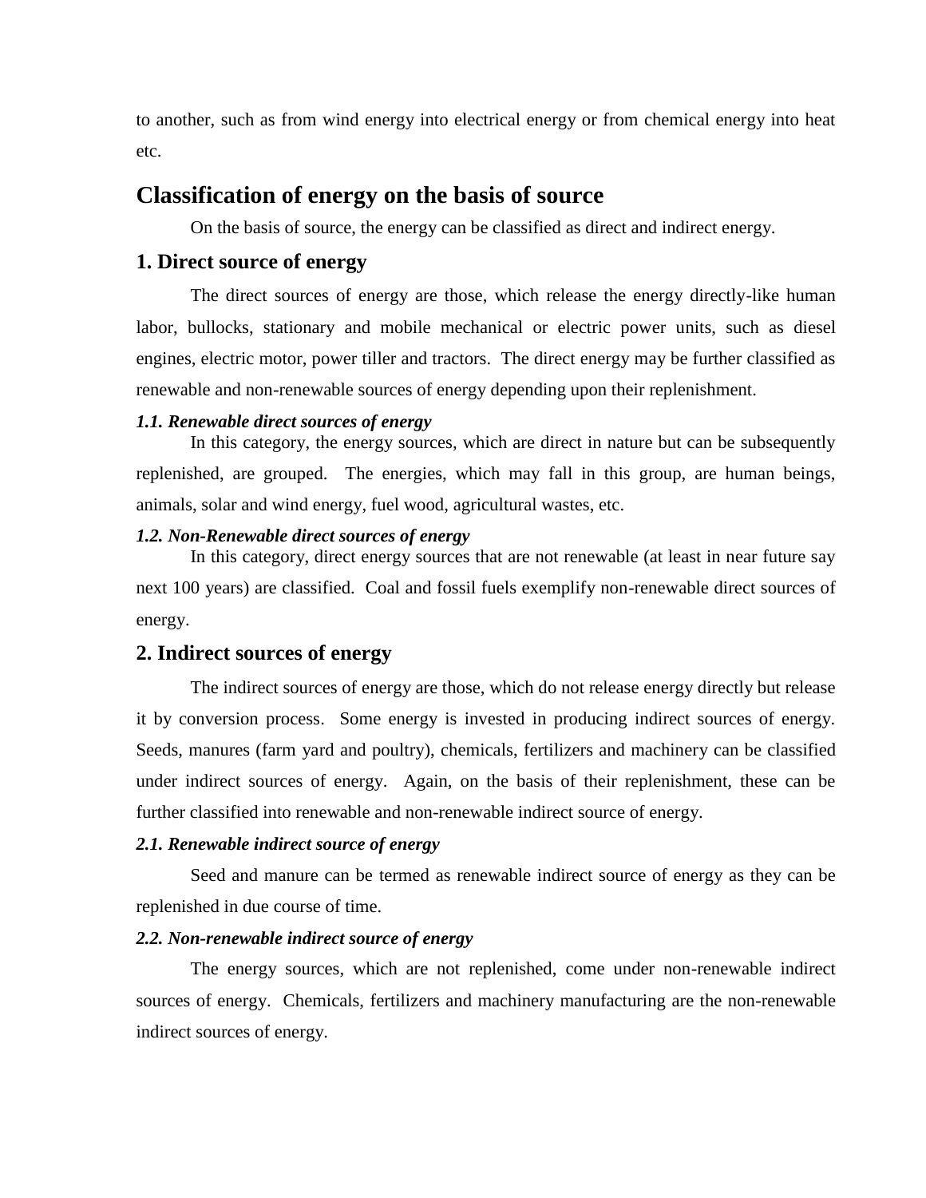to another, such as from wind energy into electrical energy or from chemical energy into heat etc.

## Classification of energy on the basis of source

On the basis of source, the energy can be classified as direct and indirect energy.

### 1. Direct source of energy

The direct sources of energy are those, which release the energy directly-like human labor, bullocks, stationary and mobile mechanical or electric power units, such as diesel engines, electric motor, power tiller and tractors. The direct energy may be further classified as renewable and non-renewable sources of energy depending upon their replenishment.

#### *1.1. Renewable direct sources of energy*

In this category, the energy sources, which are direct in nature but can be subsequently replenished, are grouped. The energies, which may fall in this group, are human beings, animals, solar and wind energy, fuel wood, agricultural wastes, etc.

#### *1.2. Non-Renewable direct sources of energy*

In this category, direct energy sources that are not renewable (at least in near future say next 100 years) are classified. Coal and fossil fuels exemplify non-renewable direct sources of energy.

### 2. Indirect sources of energy

The indirect sources of energy are those, which do not release energy directly but release it by conversion process. Some energy is invested in producing indirect sources of energy. Seeds, manures (farm yard and poultry), chemicals, fertilizers and machinery can be classified under indirect sources of energy. Again, on the basis of their replenishment, these can be further classified into renewable and non-renewable indirect source of energy.

#### *2.1. Renewable indirect source of energy*

Seed and manure can be termed as renewable indirect source of energy as they can be replenished in due course of time.

#### *2.2. Non-renewable indirect source of energy*

The energy sources, which are not replenished, come under non-renewable indirect sources of energy. Chemicals, fertilizers and machinery manufacturing are the non-renewable indirect sources of energy.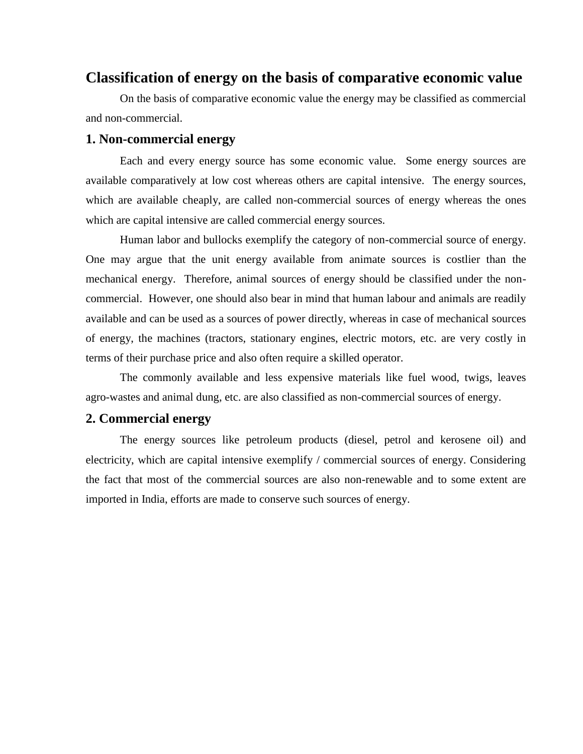## Classification of energy on the basis of comparative economic value

On the basis of comparative economic value the energy may be classified as commercial and non-commercial.

### 1. Non-commercial energy

Each and every energy source has some economic value. Some energy sources are available comparatively at low cost whereas others are capital intensive. The energy sources, which are available cheaply, are called non-commercial sources of energy whereas the ones which are capital intensive are called commercial energy sources.

Human labor and bullocks exemplify the category of non-commercial source of energy. One may argue that the unit energy available from animate sources is costlier than the mechanical energy. Therefore, animal sources of energy should be classified under the non-commercial. However, one should also bear in mind that human labour and animals are readily available and can be used as a sources of power directly, whereas in case of mechanical sources of energy, the machines (tractors, stationary engines, electric motors, etc. are very costly in terms of their purchase price and also often require a skilled operator.

The commonly available and less expensive materials like fuel wood, twigs, leaves agro-wastes and animal dung, etc. are also classified as non-commercial sources of energy.

### 2. Commercial energy

The energy sources like petroleum products (diesel, petrol and kerosene oil) and electricity, which are capital intensive exemplify / commercial sources of energy. Considering the fact that most of the commercial sources are also non-renewable and to some extent are imported in India, efforts are made to conserve such sources of energy.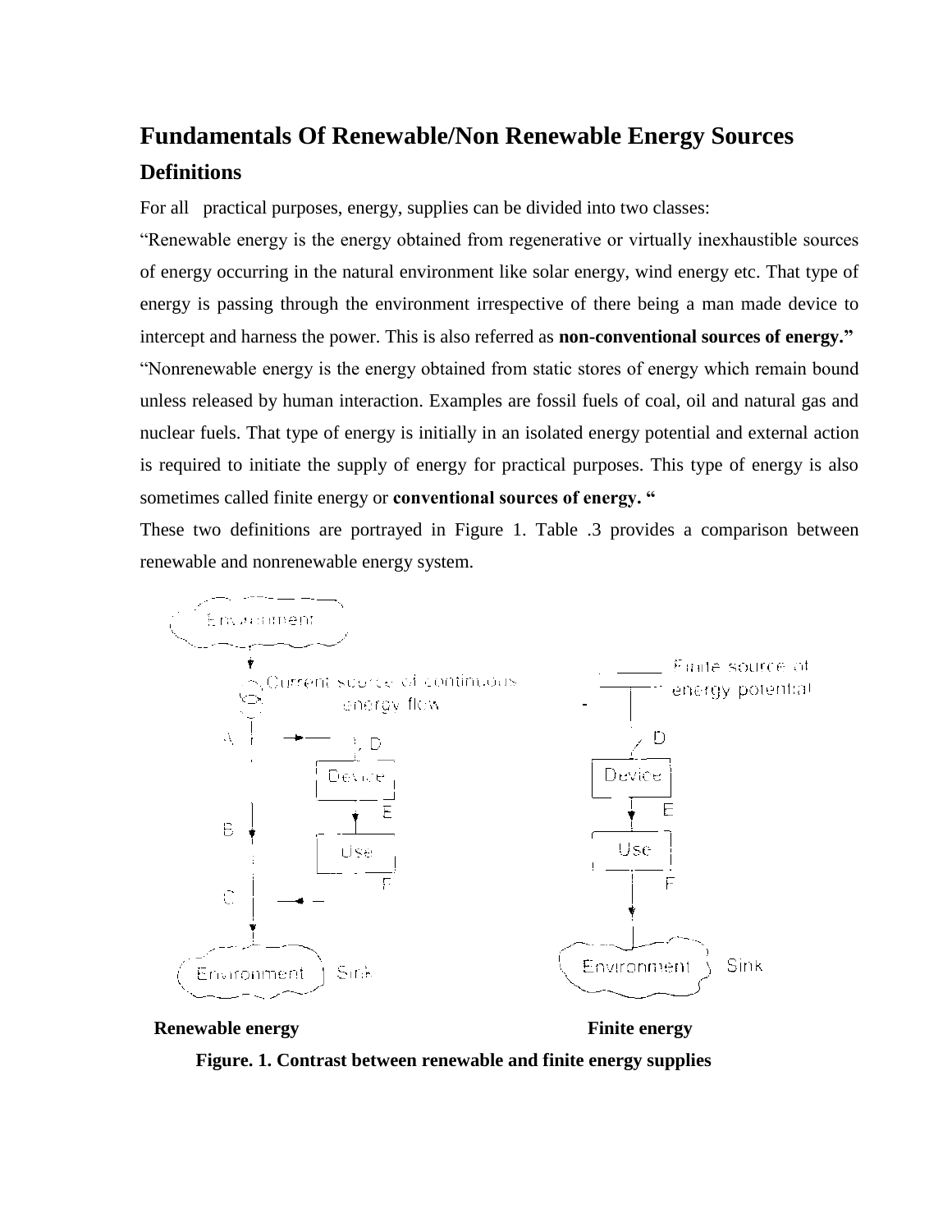# Fundamentals Of Renewable/Non Renewable Energy Sources

## Definitions

For all practical purposes, energy, supplies can be divided into two classes:

"Renewable energy is the energy obtained from regenerative or virtually inexhaustible sources of energy occurring in the natural environment like solar energy, wind energy etc. That type of energy is passing through the environment irrespective of there being a man made device to intercept and harness the power. This is also referred as **non-conventional sources of energy."**

"Nonrenewable energy is the energy obtained from static stores of energy which remain bound unless released by human interaction. Examples are fossil fuels of coal, oil and natural gas and nuclear fuels. That type of energy is initially in an isolated energy potential and external action is required to initiate the supply of energy for practical purposes. This type of energy is also sometimes called finite energy or **conventional sources of energy. "**

These two definitions are portrayed in Figure 1. Table .3 provides a comparison between renewable and nonrenewable energy system.

**Renewable energy** **Finite energy**

**Figure. 1. Contrast between renewable and finite energy supplies**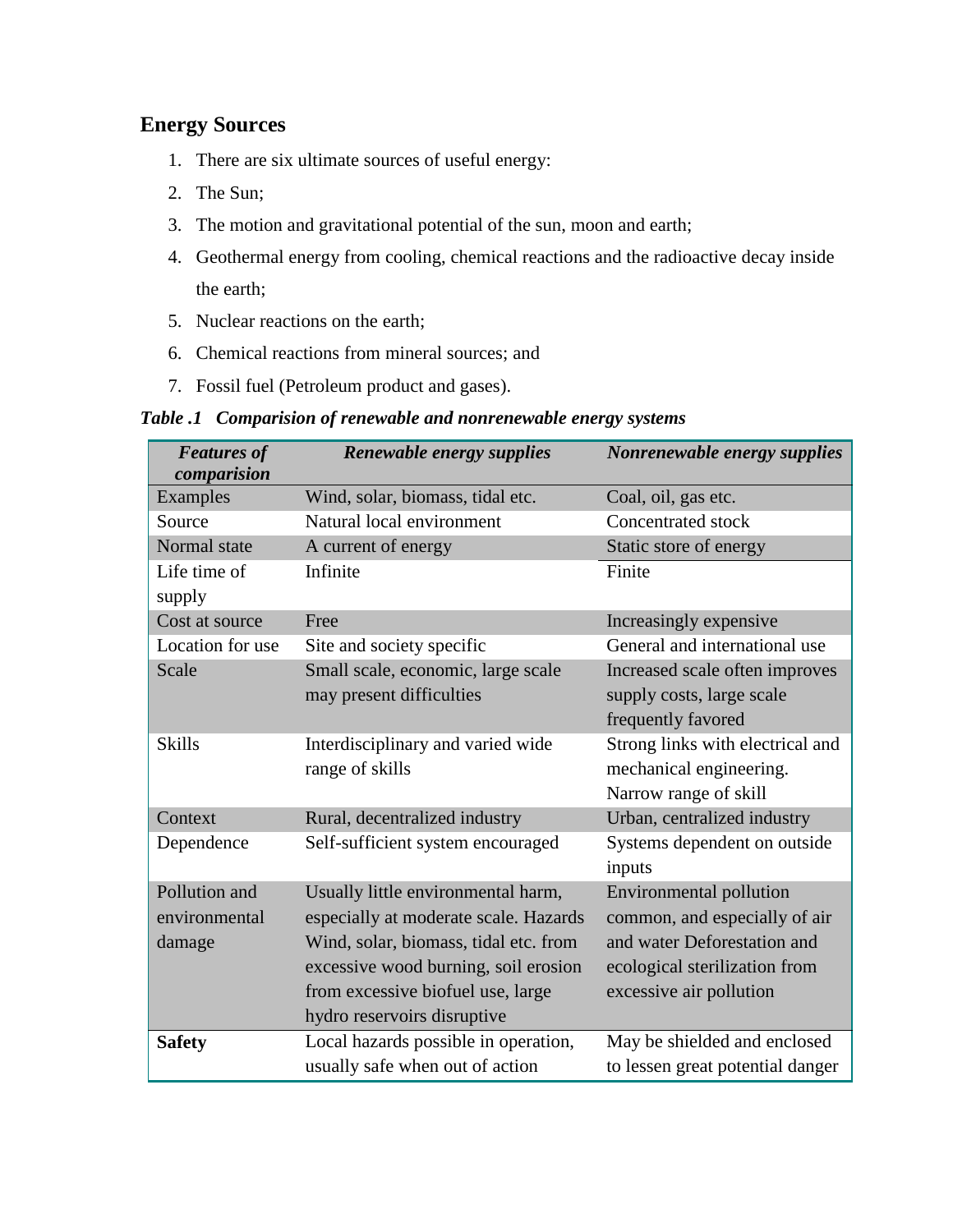## Energy Sources

1. There are six ultimate sources of useful energy:
2. The Sun;
3. The motion and gravitational potential of the sun, moon and earth;
4. Geothermal energy from cooling, chemical reactions and the radioactive decay inside the earth;
5. Nuclear reactions on the earth;
6. Chemical reactions from mineral sources; and
7. Fossil fuel (Petroleum product and gases).

***Table .1 Comparision of renewable and nonrenewable energy systems***

| ***Features of comparision*** | ***Renewable energy supplies*** | ***Nonrenewable energy supplies*** |
|---|---|---|
| Examples | Wind, solar, biomass, tidal etc. | Coal, oil, gas etc. |
| Source | Natural local environment | Concentrated stock |
| Normal state | A current of energy | Static store of energy |
| Life time of supply | Infinite | Finite |
| Cost at source | Free | Increasingly expensive |
| Location for use | Site and society specific | General and international use |
| Scale | Small scale, economic, large scale may present difficulties | Increased scale often improves supply costs, large scale frequently favored |
| Skills | Interdisciplinary and varied wide range of skills | Strong links with electrical and mechanical engineering. Narrow range of skill |
| Context | Rural, decentralized industry | Urban, centralized industry |
| Dependence | Self-sufficient system encouraged | Systems dependent on outside inputs |
| Pollution and environmental damage | Usually little environmental harm, especially at moderate scale. Hazards Wind, solar, biomass, tidal etc. from excessive wood burning, soil erosion from excessive biofuel use, large hydro reservoirs disruptive | Environmental pollution common, and especially of air and water Deforestation and ecological sterilization from excessive air pollution |
| **Safety** | Local hazards possible in operation, usually safe when out of action | May be shielded and enclosed to lessen great potential danger |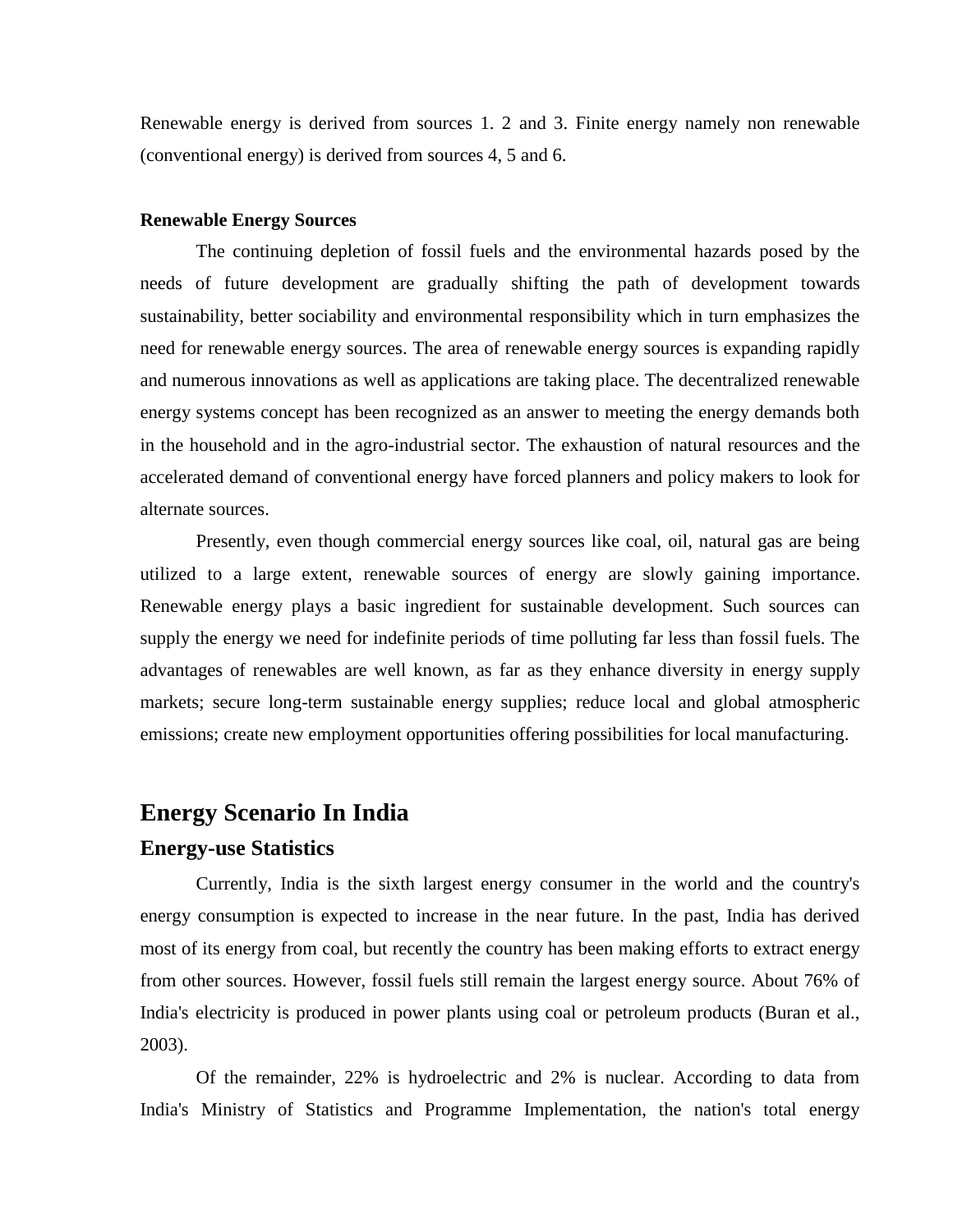Renewable energy is derived from sources 1. 2 and 3. Finite energy namely non renewable (conventional energy) is derived from sources 4, 5 and 6.

**Renewable Energy Sources**

The continuing depletion of fossil fuels and the environmental hazards posed by the needs of future development are gradually shifting the path of development towards sustainability, better sociability and environmental responsibility which in turn emphasizes the need for renewable energy sources. The area of renewable energy sources is expanding rapidly and numerous innovations as well as applications are taking place. The decentralized renewable energy systems concept has been recognized as an answer to meeting the energy demands both in the household and in the agro-industrial sector. The exhaustion of natural resources and the accelerated demand of conventional energy have forced planners and policy makers to look for alternate sources.

Presently, even though commercial energy sources like coal, oil, natural gas are being utilized to a large extent, renewable sources of energy are slowly gaining importance. Renewable energy plays a basic ingredient for sustainable development. Such sources can supply the energy we need for indefinite periods of time polluting far less than fossil fuels. The advantages of renewables are well known, as far as they enhance diversity in energy supply markets; secure long-term sustainable energy supplies; reduce local and global atmospheric emissions; create new employment opportunities offering possibilities for local manufacturing.

## Energy Scenario In India

### Energy-use Statistics

Currently, India is the sixth largest energy consumer in the world and the country's energy consumption is expected to increase in the near future. In the past, India has derived most of its energy from coal, but recently the country has been making efforts to extract energy from other sources. However, fossil fuels still remain the largest energy source. About 76% of India's electricity is produced in power plants using coal or petroleum products (Buran et al., 2003).

Of the remainder, 22% is hydroelectric and 2% is nuclear. According to data from India's Ministry of Statistics and Programme Implementation, the nation's total energy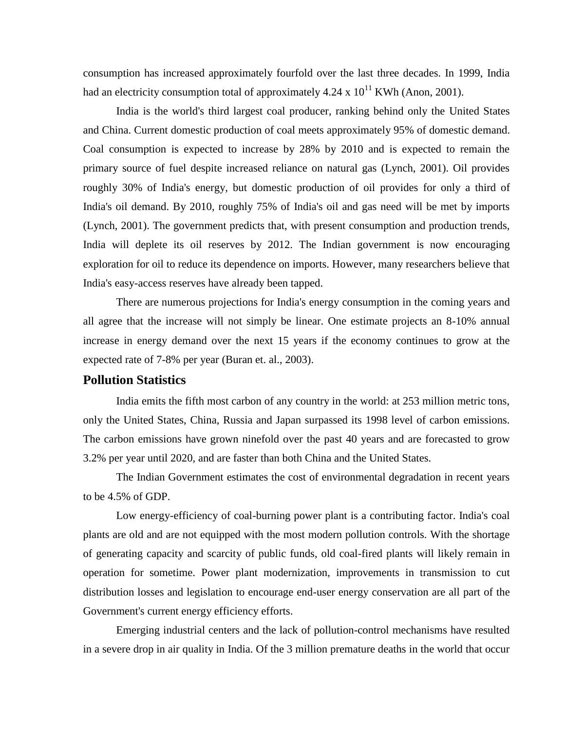consumption has increased approximately fourfold over the last three decades. In 1999, India had an electricity consumption total of approximately 4.24 x $10^{11}$ KWh (Anon, 2001).

India is the world's third largest coal producer, ranking behind only the United States and China. Current domestic production of coal meets approximately 95% of domestic demand. Coal consumption is expected to increase by 28% by 2010 and is expected to remain the primary source of fuel despite increased reliance on natural gas (Lynch, 2001). Oil provides roughly 30% of India's energy, but domestic production of oil provides for only a third of India's oil demand. By 2010, roughly 75% of India's oil and gas need will be met by imports (Lynch, 2001). The government predicts that, with present consumption and production trends, India will deplete its oil reserves by 2012. The Indian government is now encouraging exploration for oil to reduce its dependence on imports. However, many researchers believe that India's easy-access reserves have already been tapped.

There are numerous projections for India's energy consumption in the coming years and all agree that the increase will not simply be linear. One estimate projects an 8-10% annual increase in energy demand over the next 15 years if the economy continues to grow at the expected rate of 7-8% per year (Buran et. al., 2003).

## Pollution Statistics

India emits the fifth most carbon of any country in the world: at 253 million metric tons, only the United States, China, Russia and Japan surpassed its 1998 level of carbon emissions. The carbon emissions have grown ninefold over the past 40 years and are forecasted to grow 3.2% per year until 2020, and are faster than both China and the United States.

The Indian Government estimates the cost of environmental degradation in recent years to be 4.5% of GDP.

Low energy-efficiency of coal-burning power plant is a contributing factor. India's coal plants are old and are not equipped with the most modern pollution controls. With the shortage of generating capacity and scarcity of public funds, old coal-fired plants will likely remain in operation for sometime. Power plant modernization, improvements in transmission to cut distribution losses and legislation to encourage end-user energy conservation are all part of the Government's current energy efficiency efforts.

Emerging industrial centers and the lack of pollution-control mechanisms have resulted in a severe drop in air quality in India. Of the 3 million premature deaths in the world that occur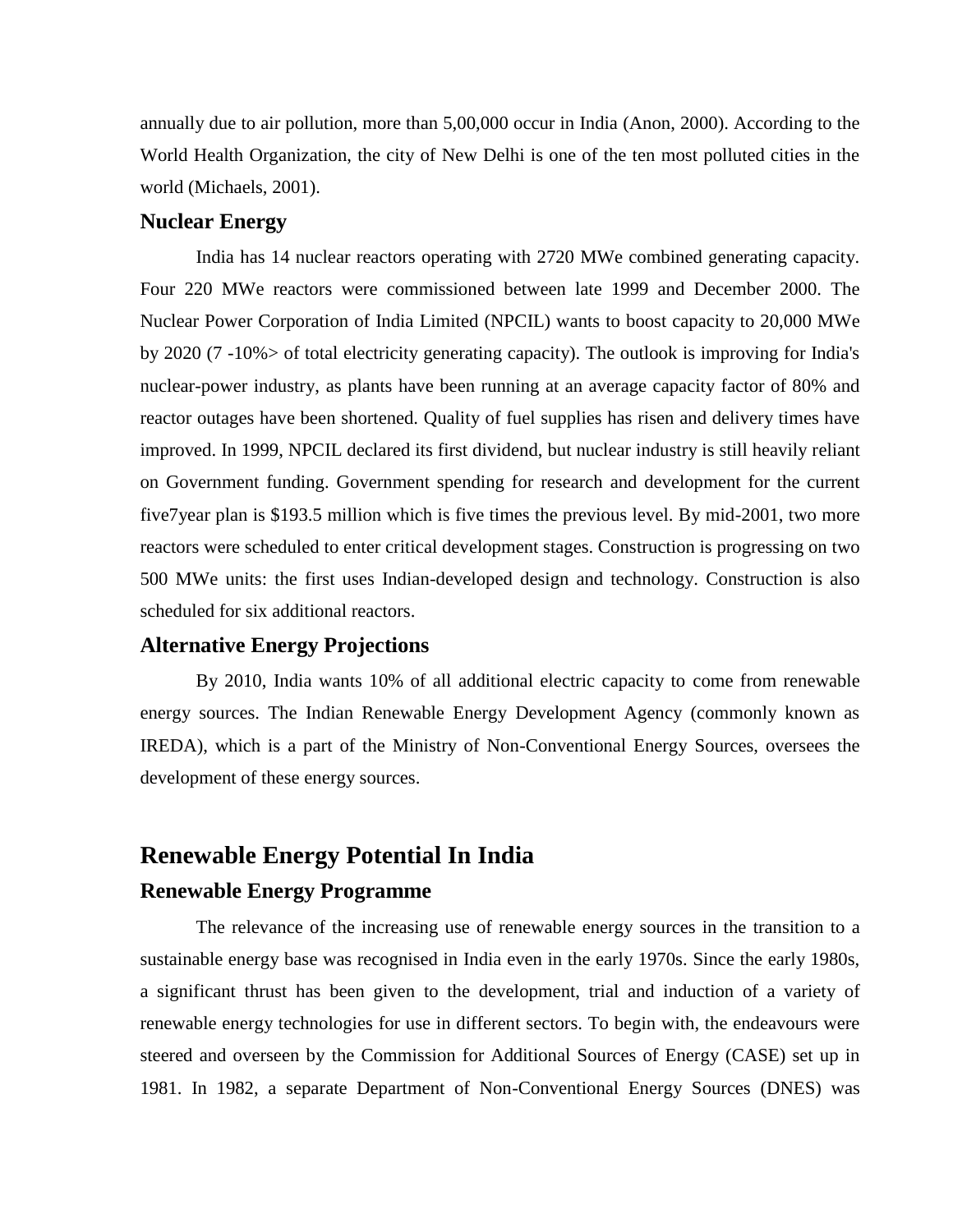annually due to air pollution, more than 5,00,000 occur in India (Anon, 2000). According to the World Health Organization, the city of New Delhi is one of the ten most polluted cities in the world (Michaels, 2001).

### Nuclear Energy

India has 14 nuclear reactors operating with 2720 MWe combined generating capacity. Four 220 MWe reactors were commissioned between late 1999 and December 2000. The Nuclear Power Corporation of India Limited (NPCIL) wants to boost capacity to 20,000 MWe by 2020 (7 -10%> of total electricity generating capacity). The outlook is improving for India's nuclear-power industry, as plants have been running at an average capacity factor of 80% and reactor outages have been shortened. Quality of fuel supplies has risen and delivery times have improved. In 1999, NPCIL declared its first dividend, but nuclear industry is still heavily reliant on Government funding. Government spending for research and development for the current five7year plan is $193.5 million which is five times the previous level. By mid-2001, two more reactors were scheduled to enter critical development stages. Construction is progressing on two 500 MWe units: the first uses Indian-developed design and technology. Construction is also scheduled for six additional reactors.

### Alternative Energy Projections

By 2010, India wants 10% of all additional electric capacity to come from renewable energy sources. The Indian Renewable Energy Development Agency (commonly known as IREDA), which is a part of the Ministry of Non-Conventional Energy Sources, oversees the development of these energy sources.

## Renewable Energy Potential In India

### Renewable Energy Programme

The relevance of the increasing use of renewable energy sources in the transition to a sustainable energy base was recognised in India even in the early 1970s. Since the early 1980s, a significant thrust has been given to the development, trial and induction of a variety of renewable energy technologies for use in different sectors. To begin with, the endeavours were steered and overseen by the Commission for Additional Sources of Energy (CASE) set up in 1981. In 1982, a separate Department of Non-Conventional Energy Sources (DNES) was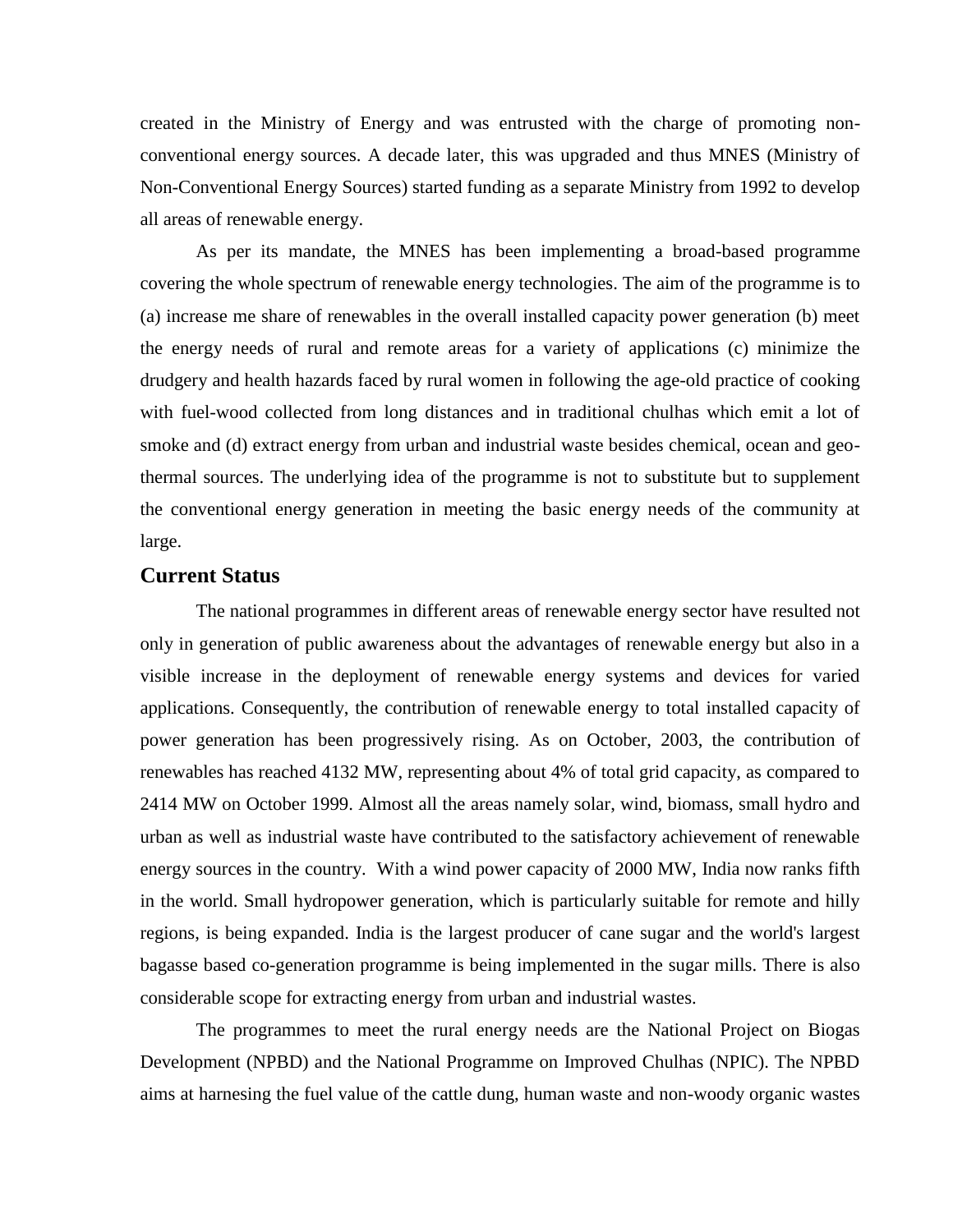created in the Ministry of Energy and was entrusted with the charge of promoting non-conventional energy sources. A decade later, this was upgraded and thus MNES (Ministry of Non-Conventional Energy Sources) started funding as a separate Ministry from 1992 to develop all areas of renewable energy.

As per its mandate, the MNES has been implementing a broad-based programme covering the whole spectrum of renewable energy technologies. The aim of the programme is to (a) increase me share of renewables in the overall installed capacity power generation (b) meet the energy needs of rural and remote areas for a variety of applications (c) minimize the drudgery and health hazards faced by rural women in following the age-old practice of cooking with fuel-wood collected from long distances and in traditional chulhas which emit a lot of smoke and (d) extract energy from urban and industrial waste besides chemical, ocean and geo-thermal sources. The underlying idea of the programme is not to substitute but to supplement the conventional energy generation in meeting the basic energy needs of the community at large.

## Current Status

The national programmes in different areas of renewable energy sector have resulted not only in generation of public awareness about the advantages of renewable energy but also in a visible increase in the deployment of renewable energy systems and devices for varied applications. Consequently, the contribution of renewable energy to total installed capacity of power generation has been progressively rising. As on October, 2003, the contribution of renewables has reached 4132 MW, representing about 4% of total grid capacity, as compared to 2414 MW on October 1999. Almost all the areas namely solar, wind, biomass, small hydro and urban as well as industrial waste have contributed to the satisfactory achievement of renewable energy sources in the country. With a wind power capacity of 2000 MW, India now ranks fifth in the world. Small hydropower generation, which is particularly suitable for remote and hilly regions, is being expanded. India is the largest producer of cane sugar and the world's largest bagasse based co-generation programme is being implemented in the sugar mills. There is also considerable scope for extracting energy from urban and industrial wastes.

The programmes to meet the rural energy needs are the National Project on Biogas Development (NPBD) and the National Programme on Improved Chulhas (NPIC). The NPBD aims at harnesing the fuel value of the cattle dung, human waste and non-woody organic wastes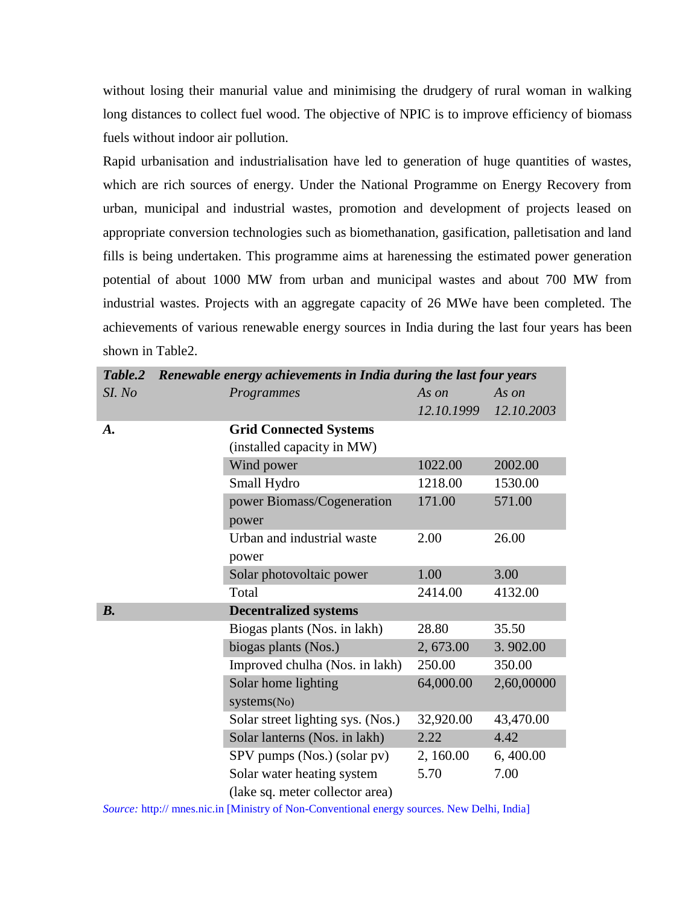without losing their manurial value and minimising the drudgery of rural woman in walking long distances to collect fuel wood. The objective of NPIC is to improve efficiency of biomass fuels without indoor air pollution.

Rapid urbanisation and industrialisation have led to generation of huge quantities of wastes, which are rich sources of energy. Under the National Programme on Energy Recovery from urban, municipal and industrial wastes, promotion and development of projects leased on appropriate conversion technologies such as biomethanation, gasification, palletisation and land fills is being undertaken. This programme aims at harenessing the estimated power generation potential of about 1000 MW from urban and municipal wastes and about 700 MW from industrial wastes. Projects with an aggregate capacity of 26 MWe have been completed. The achievements of various renewable energy sources in India during the last four years has been shown in Table2.

***Table.2 Renewable energy achievements in India during the last four years***

| *SI. No* | *Programmes* | *As on 12.10.1999* | *As on 12.10.2003* |
|---|---|---|---|
| ***A.*** | **Grid Connected Systems** (installed capacity in MW) | | |
| | Wind power | 1022.00 | 2002.00 |
| | Small Hydro | 1218.00 | 1530.00 |
| | power Biomass/Cogeneration power | 171.00 | 571.00 |
| | Urban and industrial waste power | 2.00 | 26.00 |
| | Solar photovoltaic power | 1.00 | 3.00 |
| | Total | 2414.00 | 4132.00 |
| ***B.*** | **Decentralized systems** | | |
| | Biogas plants (Nos. in lakh) | 28.80 | 35.50 |
| | biogas plants (Nos.) | 2, 673.00 | 3. 902.00 |
| | Improved chulha (Nos. in lakh) | 250.00 | 350.00 |
| | Solar home lighting systems(No) | 64,000.00 | 2,60,00000 |
| | Solar street lighting sys. (Nos.) | 32,920.00 | 43,470.00 |
| | Solar lanterns (Nos. in lakh) | 2.22 | 4.42 |
| | SPV pumps (Nos.) (solar pv) | 2, 160.00 | 6, 400.00 |
| | Solar water heating system (lake sq. meter collector area) | 5.70 | 7.00 |

*Source:* http:// mnes.nic.in [Ministry of Non-Conventional energy sources. New Delhi, India]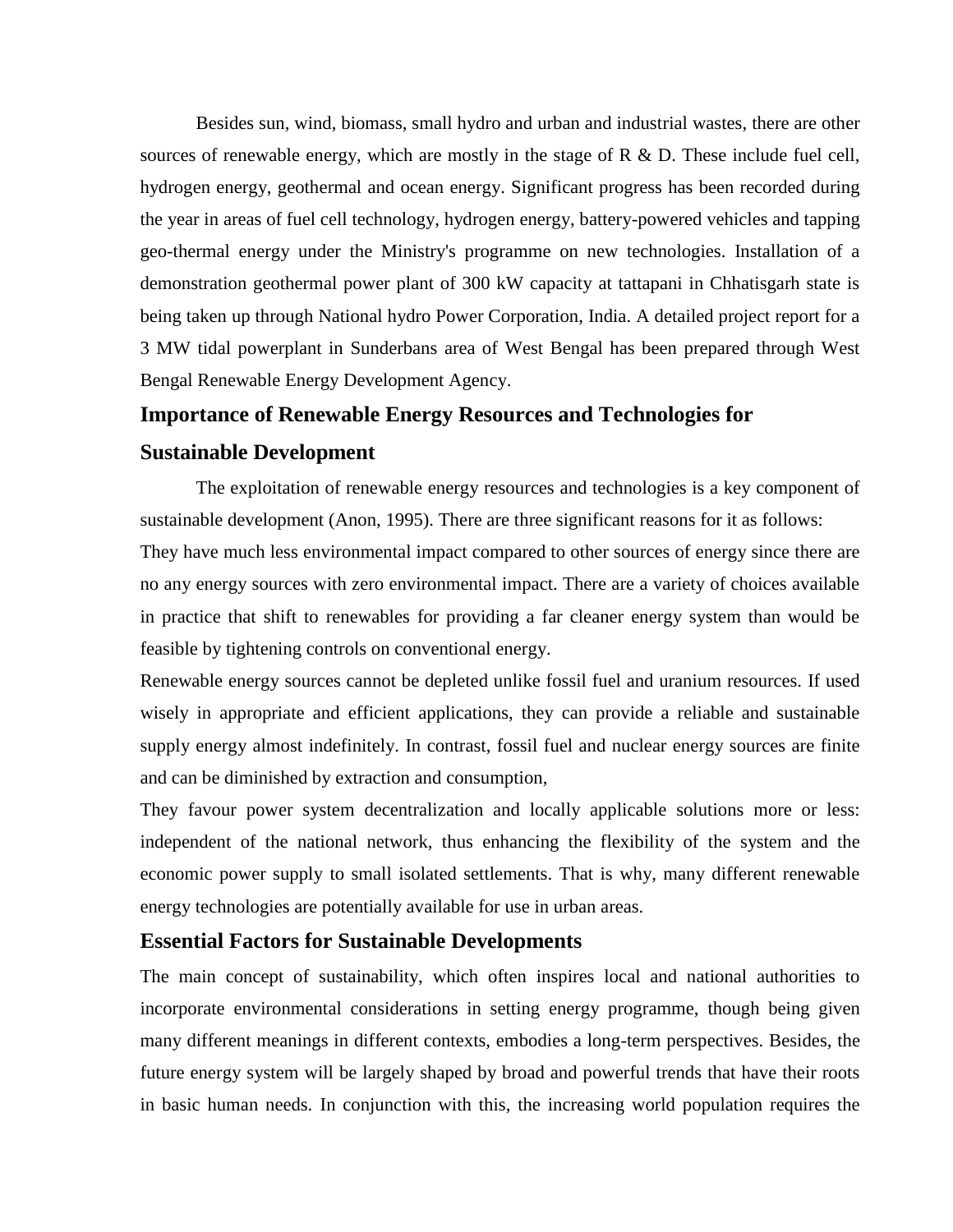Besides sun, wind, biomass, small hydro and urban and industrial wastes, there are other sources of renewable energy, which are mostly in the stage of R & D. These include fuel cell, hydrogen energy, geothermal and ocean energy. Significant progress has been recorded during the year in areas of fuel cell technology, hydrogen energy, battery-powered vehicles and tapping geo-thermal energy under the Ministry's programme on new technologies. Installation of a demonstration geothermal power plant of 300 kW capacity at tattapani in Chhatisgarh state is being taken up through National hydro Power Corporation, India. A detailed project report for a 3 MW tidal powerplant in Sunderbans area of West Bengal has been prepared through West Bengal Renewable Energy Development Agency.

## Importance of Renewable Energy Resources and Technologies for Sustainable Development

The exploitation of renewable energy resources and technologies is a key component of sustainable development (Anon, 1995). There are three significant reasons for it as follows:

They have much less environmental impact compared to other sources of energy since there are no any energy sources with zero environmental impact. There are a variety of choices available in practice that shift to renewables for providing a far cleaner energy system than would be feasible by tightening controls on conventional energy.

Renewable energy sources cannot be depleted unlike fossil fuel and uranium resources. If used wisely in appropriate and efficient applications, they can provide a reliable and sustainable supply energy almost indefinitely. In contrast, fossil fuel and nuclear energy sources are finite and can be diminished by extraction and consumption,

They favour power system decentralization and locally applicable solutions more or less: independent of the national network, thus enhancing the flexibility of the system and the economic power supply to small isolated settlements. That is why, many different renewable energy technologies are potentially available for use in urban areas.

## Essential Factors for Sustainable Developments

The main concept of sustainability, which often inspires local and national authorities to incorporate environmental considerations in setting energy programme, though being given many different meanings in different contexts, embodies a long-term perspectives. Besides, the future energy system will be largely shaped by broad and powerful trends that have their roots in basic human needs. In conjunction with this, the increasing world population requires the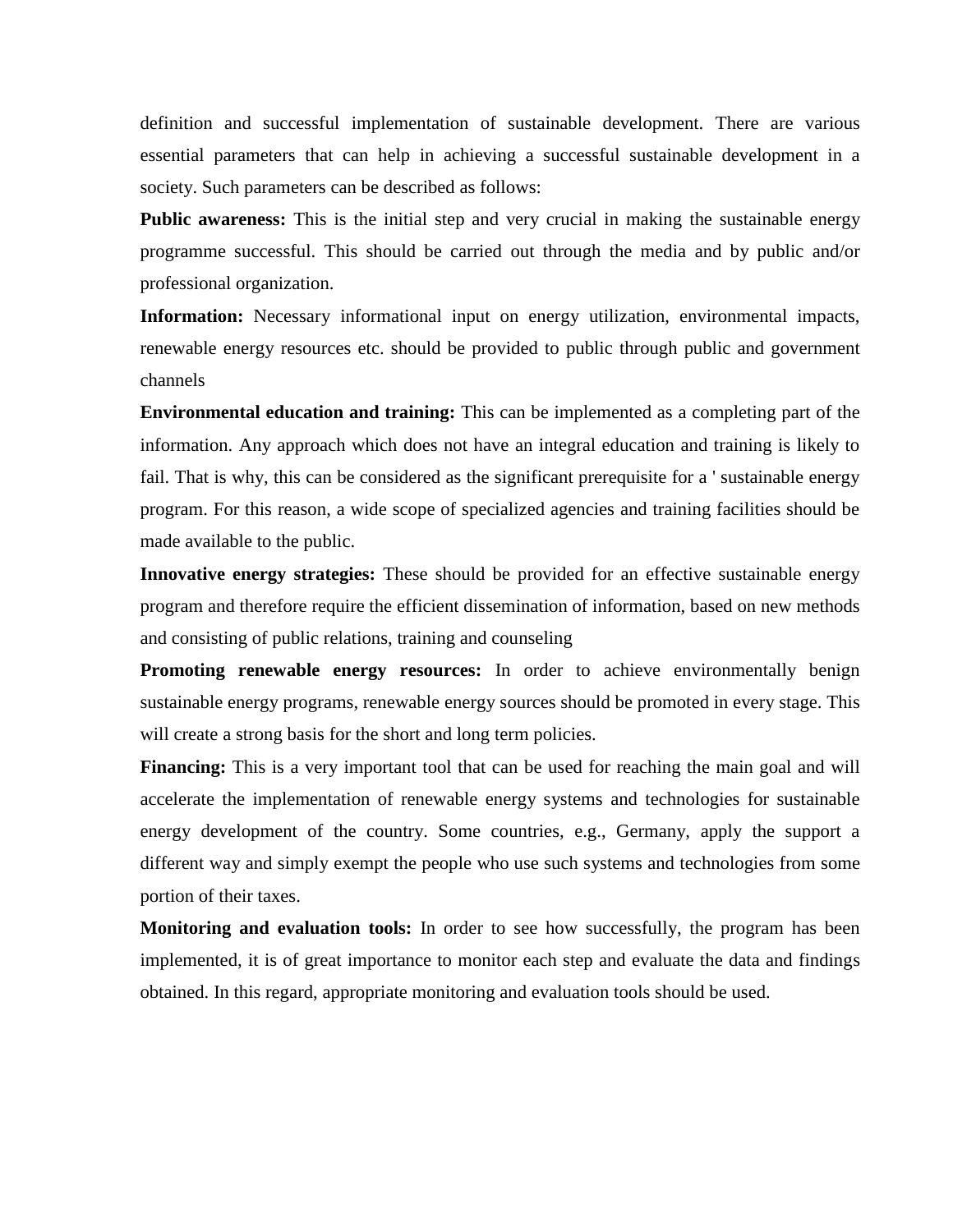definition and successful implementation of sustainable development. There are various essential parameters that can help in achieving a successful sustainable development in a society. Such parameters can be described as follows:

**Public awareness:** This is the initial step and very crucial in making the sustainable energy programme successful. This should be carried out through the media and by public and/or professional organization.

**Information:** Necessary informational input on energy utilization, environmental impacts, renewable energy resources etc. should be provided to public through public and government channels

**Environmental education and training:** This can be implemented as a completing part of the information. Any approach which does not have an integral education and training is likely to fail. That is why, this can be considered as the significant prerequisite for a ' sustainable energy program. For this reason, a wide scope of specialized agencies and training facilities should be made available to the public.

**Innovative energy strategies:** These should be provided for an effective sustainable energy program and therefore require the efficient dissemination of information, based on new methods and consisting of public relations, training and counseling

**Promoting renewable energy resources:** In order to achieve environmentally benign sustainable energy programs, renewable energy sources should be promoted in every stage. This will create a strong basis for the short and long term policies.

**Financing:** This is a very important tool that can be used for reaching the main goal and will accelerate the implementation of renewable energy systems and technologies for sustainable energy development of the country. Some countries, e.g., Germany, apply the support a different way and simply exempt the people who use such systems and technologies from some portion of their taxes.

**Monitoring and evaluation tools:** In order to see how successfully, the program has been implemented, it is of great importance to monitor each step and evaluate the data and findings obtained. In this regard, appropriate monitoring and evaluation tools should be used.